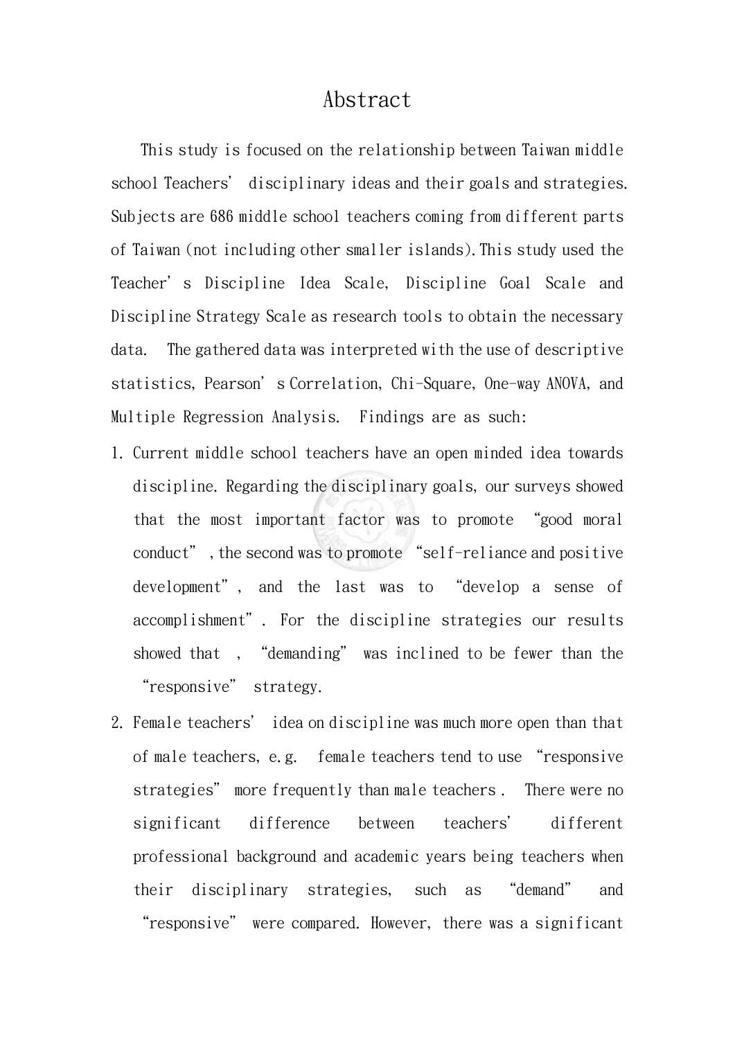# Abstract

This study is focused on the relationship between Taiwan middle school Teachers' disciplinary ideas and their goals and strategies. Subjects are 686 middle school teachers coming from different parts of Taiwan (not including other smaller islands). This study used the Teacher's Discipline Idea Scale, Discipline Goal Scale and Discipline Strategy Scale as research tools to obtain the necessary data. The gathered data was interpreted with the use of descriptive statistics, Pearson's Correlation, Chi-Square, One-way ANOVA, and Multiple Regression Analysis. Findings are as such:

1. Current middle school teachers have an open minded idea towards discipline. Regarding the disciplinary goals, our surveys showed that the most important factor was to promote "good moral conduct", the second was to promote "self-reliance and positive development", and the last was to "develop a sense of accomplishment". For the discipline strategies our results showed that, "demanding" was inclined to be fewer than the "responsive" strategy.
2. Female teachers' idea on discipline was much more open than that of male teachers, e.g. female teachers tend to use "responsive strategies" more frequently than male teachers. There were no significant difference between teachers' different professional background and academic years being teachers when their disciplinary strategies, such as "demand" and "responsive" were compared. However, there was a significant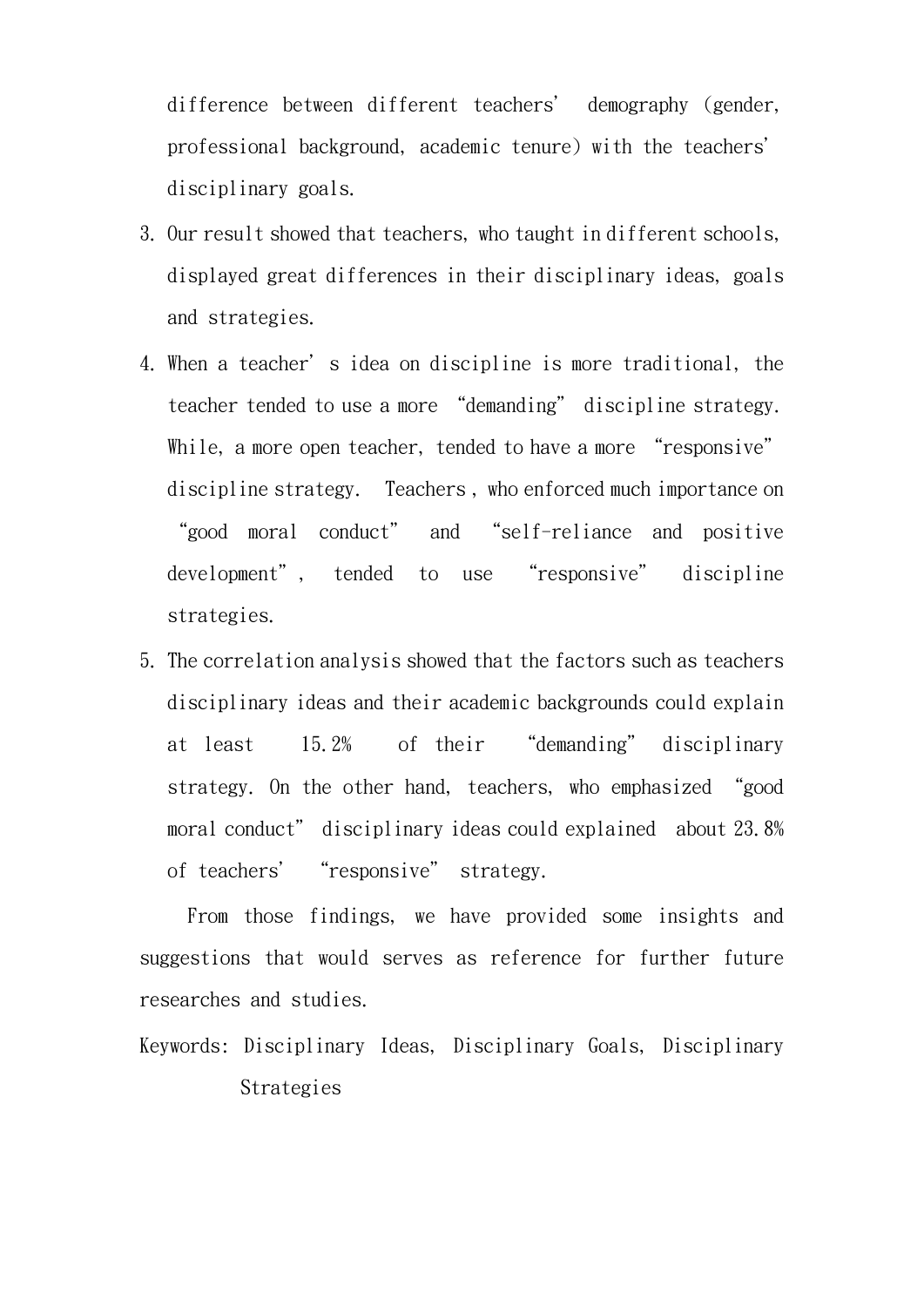difference between different teachers' demography (gender, professional background, academic tenure) with the teachers' disciplinary goals.

3. Our result showed that teachers, who taught in different schools, displayed great differences in their disciplinary ideas, goals and strategies.
4. When a teacher's idea on discipline is more traditional, the teacher tended to use a more "demanding" discipline strategy. While, a more open teacher, tended to have a more "responsive" discipline strategy. Teachers, who enforced much importance on "good moral conduct" and "self-reliance and positive development", tended to use "responsive" discipline strategies.
5. The correlation analysis showed that the factors such as teachers disciplinary ideas and their academic backgrounds could explain at least 15.2% of their "demanding" disciplinary strategy. On the other hand, teachers, who emphasized "good moral conduct" disciplinary ideas could explained about 23.8% of teachers' "responsive" strategy.

From those findings, we have provided some insights and suggestions that would serves as reference for further future researches and studies.

Keywords: Disciplinary Ideas, Disciplinary Goals, Disciplinary Strategies